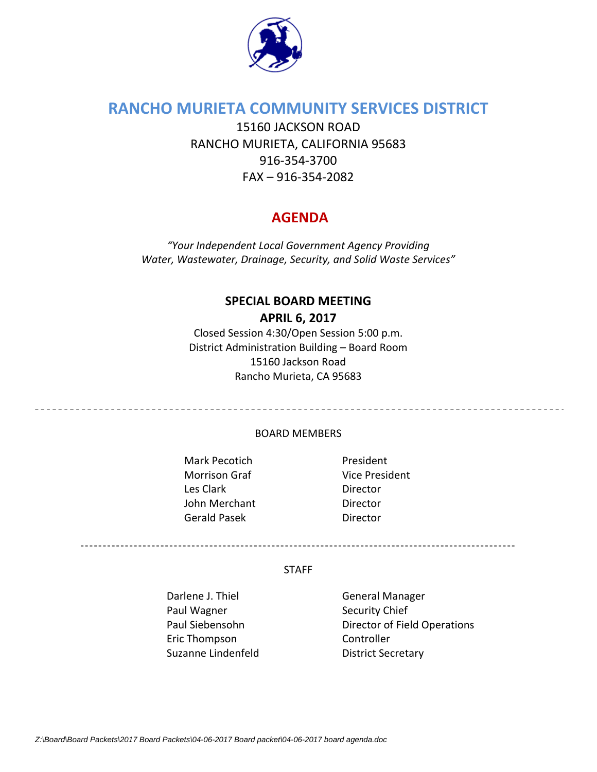# RANCHO MURIETA COMMUNITY SERVICES DISTRICT

15160 JACKSON ROAD
RANCHO MURIETA, CALIFORNIA 95683
916-354-3700
FAX – 916-354-2082

## AGENDA

*"Your Independent Local Government Agency Providing Water, Wastewater, Drainage, Security, and Solid Waste Services"*

**SPECIAL BOARD MEETING**
**APRIL 6, 2017**

Closed Session 4:30/Open Session 5:00 p.m.
District Administration Building – Board Room
15160 Jackson Road
Rancho Murieta, CA 95683

---

BOARD MEMBERS

| | |
|---|---|
| Mark Pecotich | President |
| Morrison Graf | Vice President |
| Les Clark | Director |
| John Merchant | Director |
| Gerald Pasek | Director |

---

STAFF

| | |
|---|---|
| Darlene J. Thiel | General Manager |
| Paul Wagner | Security Chief |
| Paul Siebensohn | Director of Field Operations |
| Eric Thompson | Controller |
| Suzanne Lindenfeld | District Secretary |

Z:\Board\Board Packets\2017 Board Packets\04-06-2017 Board packet\04-06-2017 board agenda.doc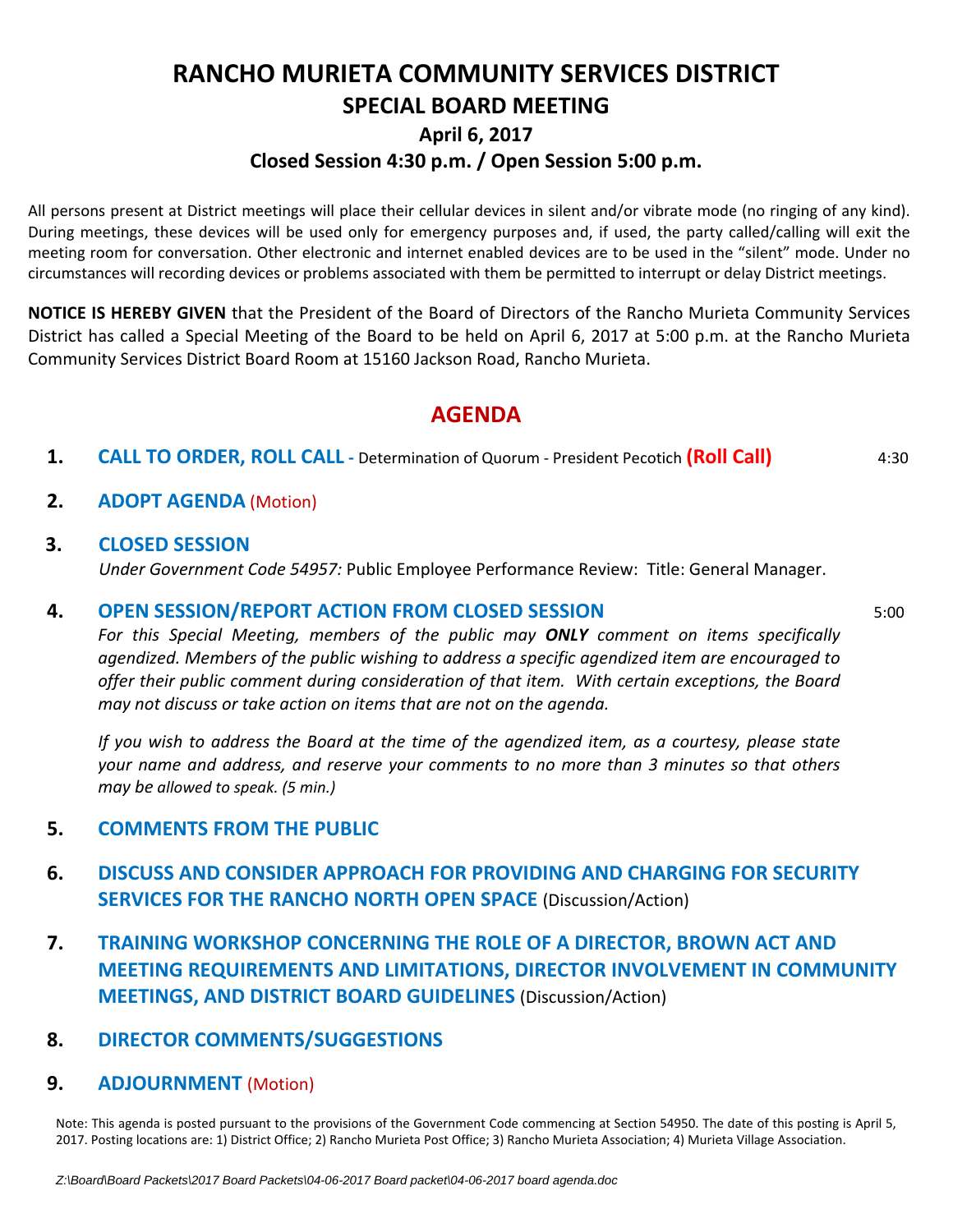# RANCHO MURIETA COMMUNITY SERVICES DISTRICT

## SPECIAL BOARD MEETING

### April 6, 2017

### Closed Session 4:30 p.m. / Open Session 5:00 p.m.

All persons present at District meetings will place their cellular devices in silent and/or vibrate mode (no ringing of any kind). During meetings, these devices will be used only for emergency purposes and, if used, the party called/calling will exit the meeting room for conversation. Other electronic and internet enabled devices are to be used in the "silent" mode. Under no circumstances will recording devices or problems associated with them be permitted to interrupt or delay District meetings.

**NOTICE IS HEREBY GIVEN** that the President of the Board of Directors of the Rancho Murieta Community Services District has called a Special Meeting of the Board to be held on April 6, 2017 at 5:00 p.m. at the Rancho Murieta Community Services District Board Room at 15160 Jackson Road, Rancho Murieta.

## AGENDA

1. **CALL TO ORDER, ROLL CALL -** Determination of Quorum - President Pecotich **(Roll Call)** — 4:30

2. **ADOPT AGENDA** (Motion)

3. **CLOSED SESSION**
   *Under Government Code 54957:* Public Employee Performance Review: Title: General Manager.

4. **OPEN SESSION/REPORT ACTION FROM CLOSED SESSION** — 5:00
   *For this Special Meeting, members of the public may* ***ONLY*** *comment on items specifically agendized. Members of the public wishing to address a specific agendized item are encouraged to offer their public comment during consideration of that item. With certain exceptions, the Board may not discuss or take action on items that are not on the agenda.*

   *If you wish to address the Board at the time of the agendized item, as a courtesy, please state your name and address, and reserve your comments to no more than 3 minutes so that others may be allowed to speak. (5 min.)*

5. **COMMENTS FROM THE PUBLIC**

6. **DISCUSS AND CONSIDER APPROACH FOR PROVIDING AND CHARGING FOR SECURITY SERVICES FOR THE RANCHO NORTH OPEN SPACE** (Discussion/Action)

7. **TRAINING WORKSHOP CONCERNING THE ROLE OF A DIRECTOR, BROWN ACT AND MEETING REQUIREMENTS AND LIMITATIONS, DIRECTOR INVOLVEMENT IN COMMUNITY MEETINGS, AND DISTRICT BOARD GUIDELINES** (Discussion/Action)

8. **DIRECTOR COMMENTS/SUGGESTIONS**

9. **ADJOURNMENT** (Motion)

Note: This agenda is posted pursuant to the provisions of the Government Code commencing at Section 54950. The date of this posting is April 5, 2017. Posting locations are: 1) District Office; 2) Rancho Murieta Post Office; 3) Rancho Murieta Association; 4) Murieta Village Association.

*Z:\Board\Board Packets\2017 Board Packets\04-06-2017 Board packet\04-06-2017 board agenda.doc*